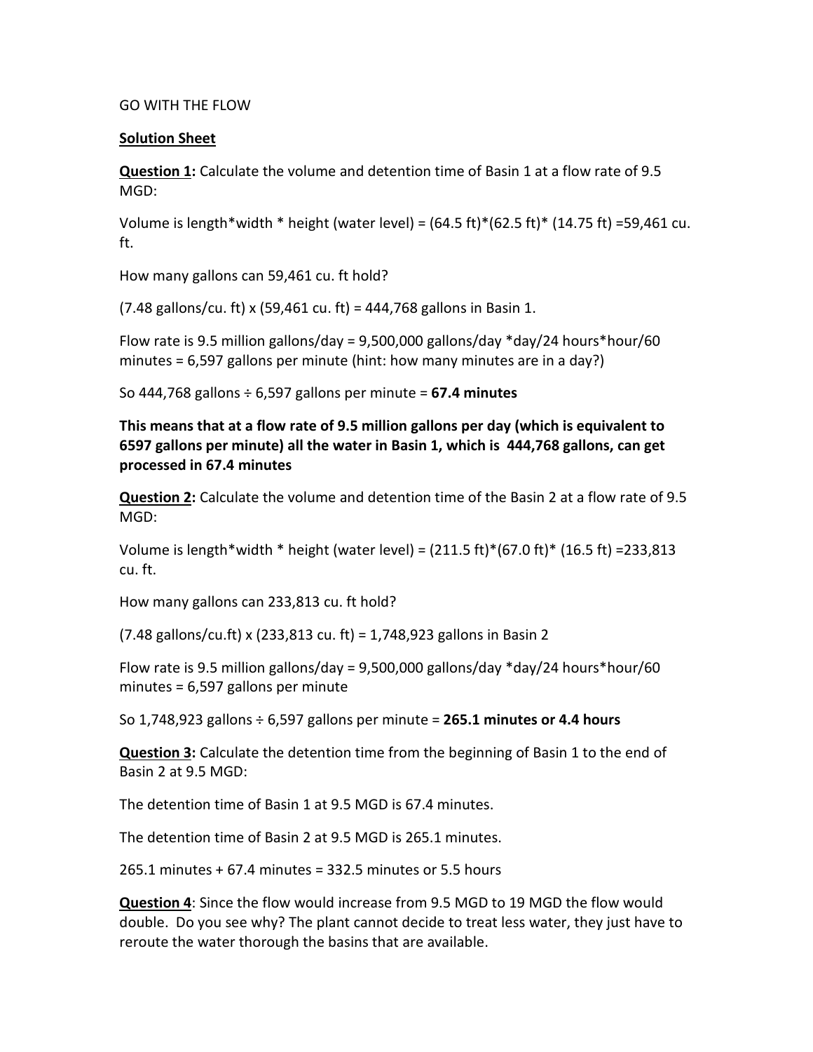GO WITH THE FLOW

**Solution Sheet**

**Question 1:** Calculate the volume and detention time of Basin 1 at a flow rate of 9.5 MGD:

Volume is length*width * height (water level) = (64.5 ft)*(62.5 ft)* (14.75 ft) =59,461 cu. ft.

How many gallons can 59,461 cu. ft hold?

(7.48 gallons/cu. ft) x (59,461 cu. ft) = 444,768 gallons in Basin 1.

Flow rate is 9.5 million gallons/day = 9,500,000 gallons/day *day/24 hours*hour/60 minutes = 6,597 gallons per minute (hint: how many minutes are in a day?)

So 444,768 gallons ÷ 6,597 gallons per minute = **67.4 minutes**

**This means that at a flow rate of 9.5 million gallons per day (which is equivalent to 6597 gallons per minute) all the water in Basin 1, which is 444,768 gallons, can get processed in 67.4 minutes**

**Question 2:** Calculate the volume and detention time of the Basin 2 at a flow rate of 9.5 MGD:

Volume is length*width * height (water level) = (211.5 ft)*(67.0 ft)* (16.5 ft) =233,813 cu. ft.

How many gallons can 233,813 cu. ft hold?

(7.48 gallons/cu.ft) x (233,813 cu. ft) = 1,748,923 gallons in Basin 2

Flow rate is 9.5 million gallons/day = 9,500,000 gallons/day *day/24 hours*hour/60 minutes = 6,597 gallons per minute

So 1,748,923 gallons ÷ 6,597 gallons per minute = **265.1 minutes or 4.4 hours**

**Question 3:** Calculate the detention time from the beginning of Basin 1 to the end of Basin 2 at 9.5 MGD:

The detention time of Basin 1 at 9.5 MGD is 67.4 minutes.

The detention time of Basin 2 at 9.5 MGD is 265.1 minutes.

265.1 minutes + 67.4 minutes = 332.5 minutes or 5.5 hours

**Question 4**: Since the flow would increase from 9.5 MGD to 19 MGD the flow would double. Do you see why? The plant cannot decide to treat less water, they just have to reroute the water thorough the basins that are available.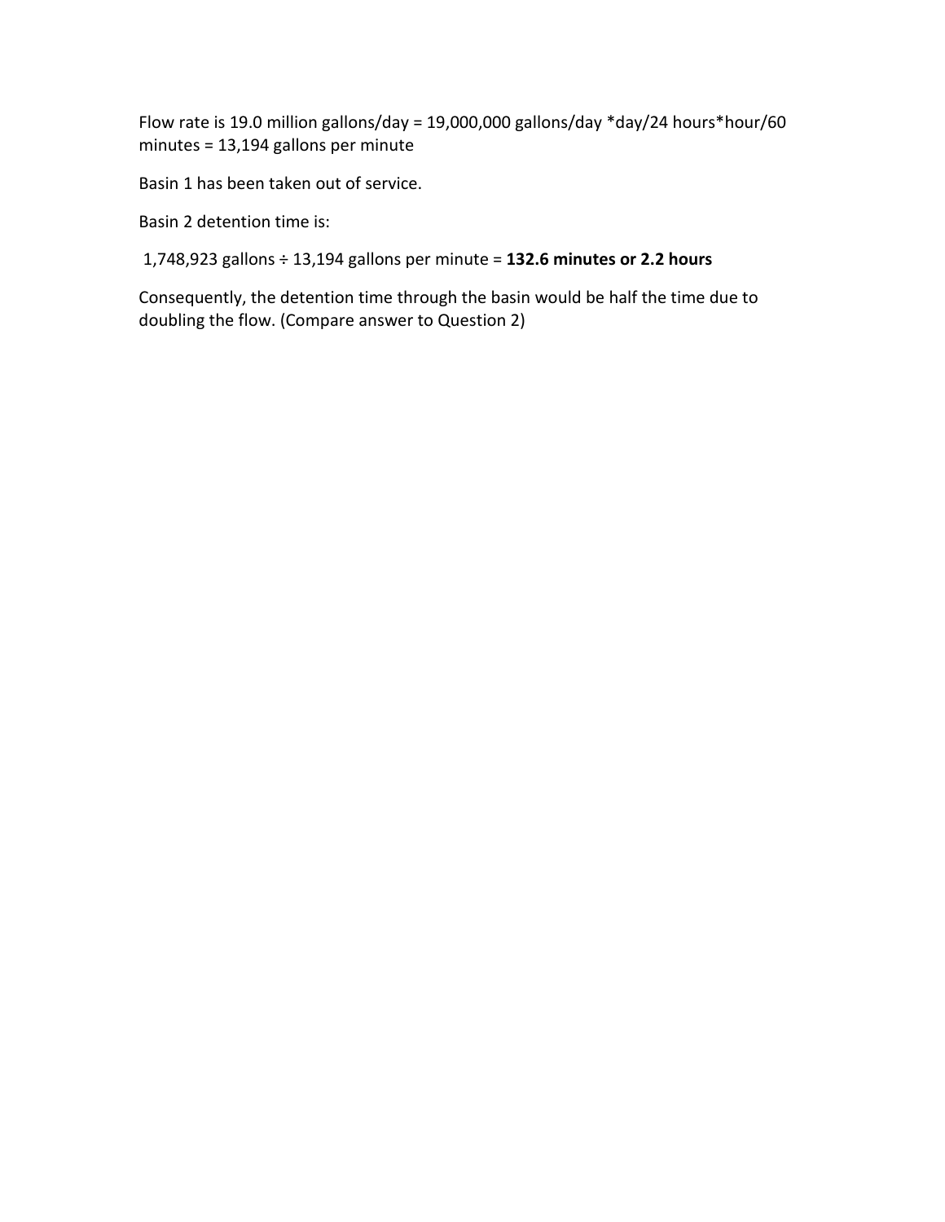Flow rate is 19.0 million gallons/day = 19,000,000 gallons/day *day/24 hours*hour/60 minutes = 13,194 gallons per minute

Basin 1 has been taken out of service.

Basin 2 detention time is:

1,748,923 gallons ÷ 13,194 gallons per minute = **132.6 minutes or 2.2 hours**

Consequently, the detention time through the basin would be half the time due to doubling the flow. (Compare answer to Question 2)